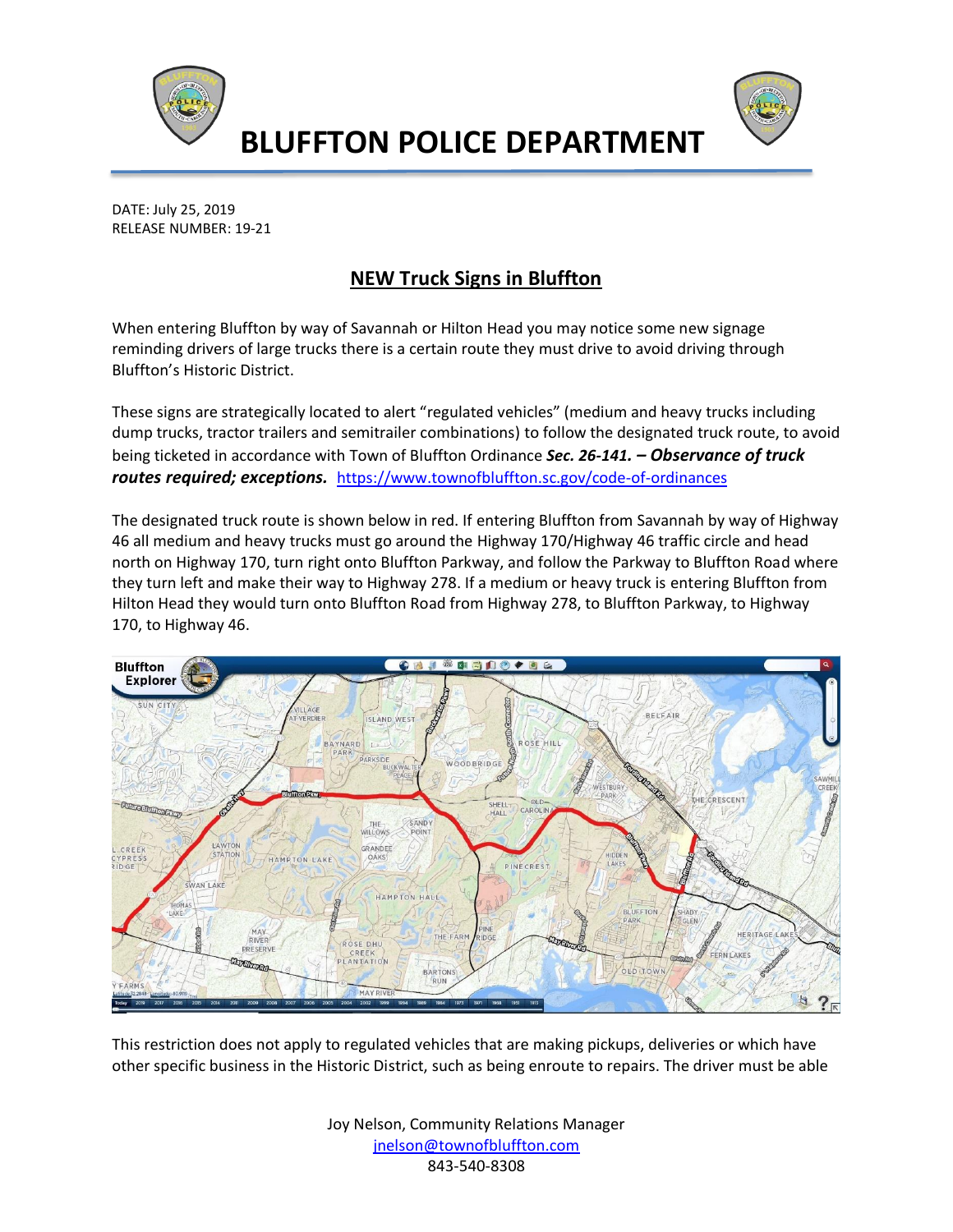# BLUFFTON POLICE DEPARTMENT

DATE: July 25, 2019
RELEASE NUMBER: 19-21

## NEW Truck Signs in Bluffton

When entering Bluffton by way of Savannah or Hilton Head you may notice some new signage reminding drivers of large trucks there is a certain route they must drive to avoid driving through Bluffton's Historic District.

These signs are strategically located to alert "regulated vehicles" (medium and heavy trucks including dump trucks, tractor trailers and semitrailer combinations) to follow the designated truck route, to avoid being ticketed in accordance with Town of Bluffton Ordinance ***Sec. 26-141. – Observance of truck routes required; exceptions.*** https://www.townofbluffton.sc.gov/code-of-ordinances

The designated truck route is shown below in red. If entering Bluffton from Savannah by way of Highway 46 all medium and heavy trucks must go around the Highway 170/Highway 46 traffic circle and head north on Highway 170, turn right onto Bluffton Parkway, and follow the Parkway to Bluffton Road where they turn left and make their way to Highway 278. If a medium or heavy truck is entering Bluffton from Hilton Head they would turn onto Bluffton Road from Highway 278, to Bluffton Parkway, to Highway 170, to Highway 46.

This restriction does not apply to regulated vehicles that are making pickups, deliveries or which have other specific business in the Historic District, such as being enroute to repairs. The driver must be able

Joy Nelson, Community Relations Manager
jnelson@townofbluffton.com
843-540-8308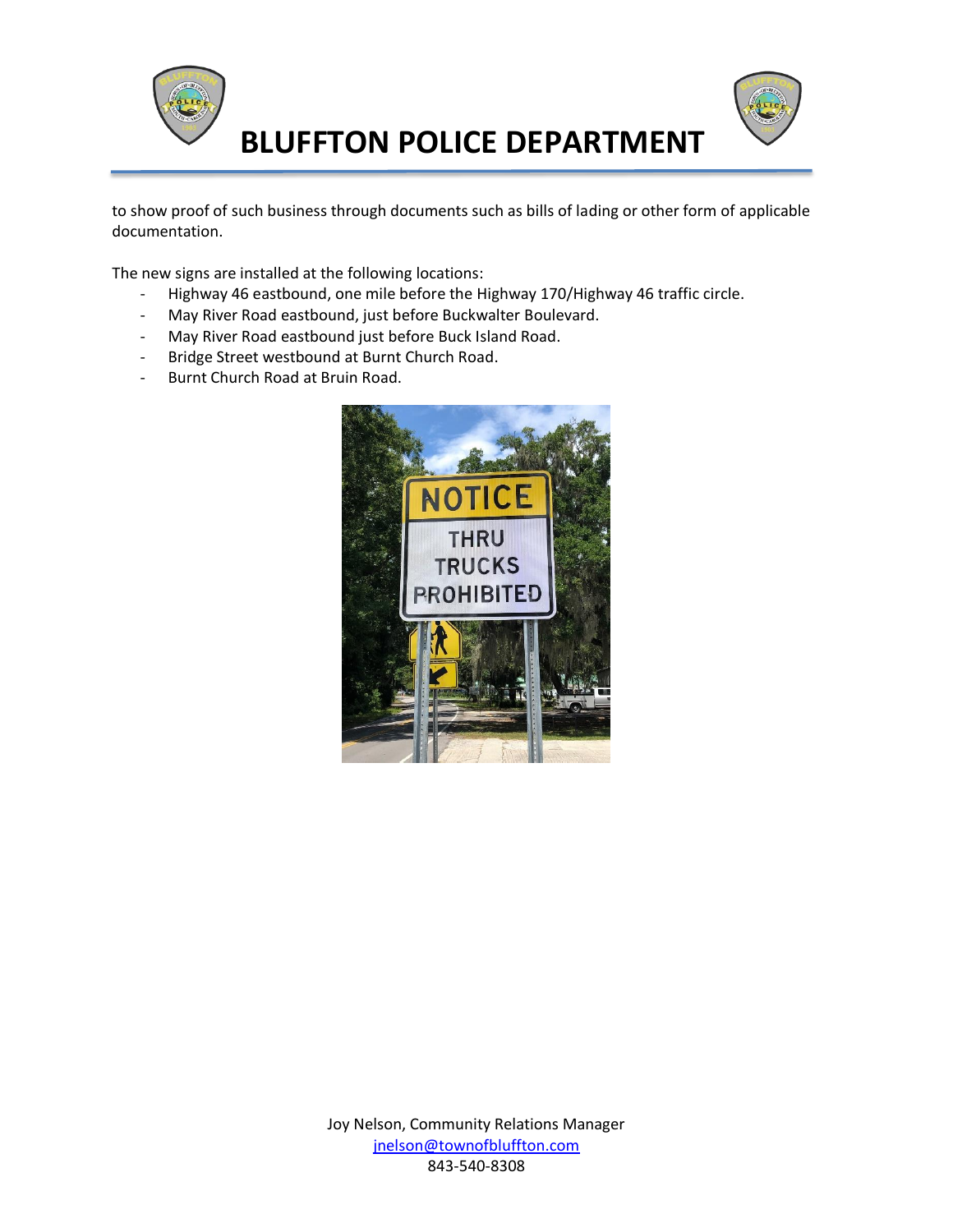to show proof of such business through documents such as bills of lading or other form of applicable documentation.

The new signs are installed at the following locations:

- Highway 46 eastbound, one mile before the Highway 170/Highway 46 traffic circle.
- May River Road eastbound, just before Buckwalter Boulevard.
- May River Road eastbound just before Buck Island Road.
- Bridge Street westbound at Burnt Church Road.
- Burnt Church Road at Bruin Road.

Joy Nelson, Community Relations Manager
jnelson@townofbluffton.com
843-540-8308